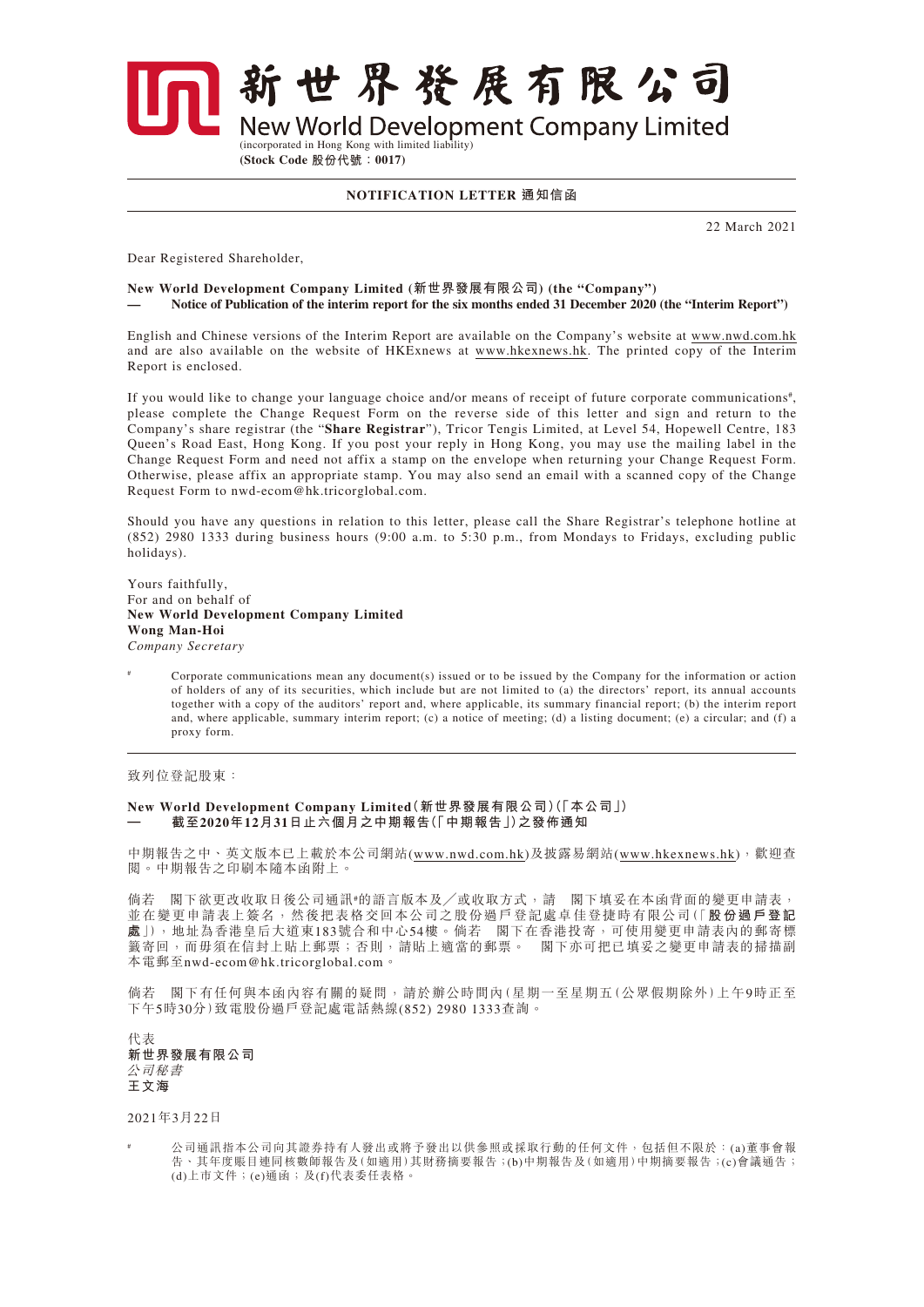# 新世界發展有限公司
# New World Development Company Limited

(incorporated in Hong Kong with limited liability)

**(Stock Code 股份代號：0017)**

**NOTIFICATION LETTER 通知信函**

22 March 2021

Dear Registered Shareholder,

**New World Development Company Limited (新世界發展有限公司) (the "Company")**
**— Notice of Publication of the interim report for the six months ended 31 December 2020 (the "Interim Report")**

English and Chinese versions of the Interim Report are available on the Company's website at www.nwd.com.hk and are also available on the website of HKExnews at www.hkexnews.hk. The printed copy of the Interim Report is enclosed.

If you would like to change your language choice and/or means of receipt of future corporate communications#, please complete the Change Request Form on the reverse side of this letter and sign and return to the Company's share registrar (the "**Share Registrar**"), Tricor Tengis Limited, at Level 54, Hopewell Centre, 183 Queen's Road East, Hong Kong. If you post your reply in Hong Kong, you may use the mailing label in the Change Request Form and need not affix a stamp on the envelope when returning your Change Request Form. Otherwise, please affix an appropriate stamp. You may also send an email with a scanned copy of the Change Request Form to nwd-ecom@hk.tricorglobal.com.

Should you have any questions in relation to this letter, please call the Share Registrar's telephone hotline at (852) 2980 1333 during business hours (9:00 a.m. to 5:30 p.m., from Mondays to Fridays, excluding public holidays).

Yours faithfully,
For and on behalf of
**New World Development Company Limited**
**Wong Man-Hoi**
*Company Secretary*

# Corporate communications mean any document(s) issued or to be issued by the Company for the information or action of holders of any of its securities, which include but are not limited to (a) the directors' report, its annual accounts together with a copy of the auditors' report and, where applicable, its summary financial report; (b) the interim report and, where applicable, summary interim report; (c) a notice of meeting; (d) a listing document; (e) a circular; and (f) a proxy form.

---

致列位登記股東：

**New World Development Company Limited(新世界發展有限公司)(「本公司」)**
**— 截至2020年12月31日止六個月之中期報告(「中期報告」)之發佈通知**

中期報告之中、英文版本已上載於本公司網站(www.nwd.com.hk)及披露易網站(www.hkexnews.hk)，歡迎查閱。中期報告之印刷本隨本函附上。

倘若　閣下欲更改收取日後公司通訊#的語言版本及／或收取方式，請　閣下填妥在本函背面的變更申請表，並在變更申請表上簽名，然後把表格交回本公司之股份過戶登記處卓佳登捷時有限公司(「**股份過戶登記處**」)，地址為香港皇后大道東183號合和中心54樓。倘若　閣下在香港投寄，可使用變更申請表內的郵寄標籤寄回，而毋須在信封上貼上郵票；否則，請貼上適當的郵票。　閣下亦可把已填妥之變更申請表的掃描副本電郵至nwd-ecom@hk.tricorglobal.com。

倘若　閣下有任何與本函內容有關的疑問，請於辦公時間內(星期一至星期五(公眾假期除外)上午9時正至下午5時30分)致電股份過戶登記處電話熱線(852) 2980 1333查詢。

代表
**新世界發展有限公司**
*公司秘書*
**王文海**

2021年3月22日

# 公司通訊指本公司向其證券持有人發出或將予發出以供參照或採取行動的任何文件，包括但不限於：(a)董事會報告、其年度賬目連同核數師報告及(如適用)其財務摘要報告；(b)中期報告及(如適用)中期摘要報告；(c)會議通告；(d)上市文件；(e)通函；及(f)代表委任表格。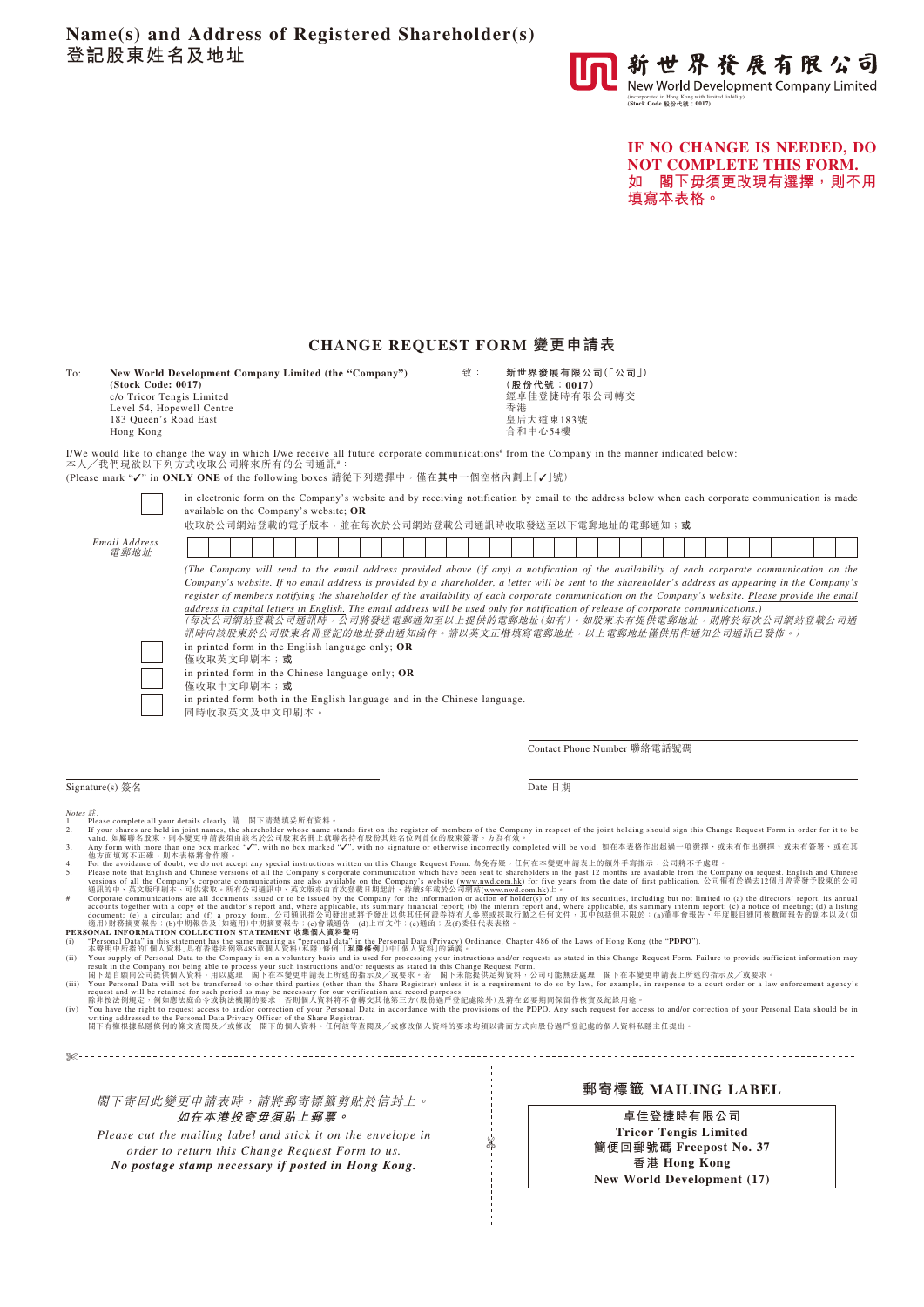## Name(s) and Address of Registered Shareholder(s)
## 登記股東姓名及地址

新世界發展有限公司
New World Development Company Limited
(incorporated in Hong Kong with limited liability)
(Stock Code 股份代號：0017)

**IF NO CHANGE IS NEEDED, DO NOT COMPLETE THIS FORM.**
**如　閣下毋須更改現有選擇，則不用填寫本表格。**

# CHANGE REQUEST FORM 變更申請表

To: **New World Development Company Limited (the "Company") (Stock Code: 0017)**
c/o Tricor Tengis Limited
Level 54, Hopewell Centre
183 Queen's Road East
Hong Kong

致：**新世界發展有限公司(「公司」) (股份代號：0017)**
經卓佳登捷時有限公司轉交
香港
皇后大道東183號
合和中心54樓

I/We would like to change the way in which I/we receive all future corporate communications# from the Company in the manner indicated below:
本人／我們現欲以下列方式收取公司將來所有的公司通訊#：
(Please mark "✓" in **ONLY ONE** of the following boxes 請從下列選擇中，僅在**其中**一個空格內劃上「✓」號)

☐ in electronic form on the Company's website and by receiving notification by email to the address below when each corporate communication is made available on the Company's website; **OR**
收取於公司網站登載的電子版本，並在每次於公司網站登載公司通訊時收取發送至以下電郵地址的電郵通知；**或**

*Email Address 電郵地址* ______________________________

*(The Company will send to the email address provided above (if any) a notification of the availability of each corporate communication on the Company's website. If no email address is provided by a shareholder, a letter will be sent to the shareholder's address as appearing in the Company's register of members notifying the shareholder of the availability of each corporate communication on the Company's website. Please provide the email address in capital letters in English. The email address will be used only for notification of release of corporate communications.)*
*(每次公司網站登載公司通訊時，公司將發送電郵通知至以上提供的電郵地址(如有)。如股東未有提供電郵地址，則將於每次公司網站登載公司通訊時向該股東於公司股東名冊登記的地址發出通知函件。請以英文正楷填寫電郵地址，以上電郵地址僅供用作通知公司通訊已發佈。)*

☐ in printed form in the English language only; **OR**
僅收取英文印刷本；**或**

☐ in printed form in the Chinese language only; **OR**
僅收取中文印刷本；**或**

☐ in printed form both in the English language and in the Chinese language.
同時收取英文及中文印刷本。

Contact Phone Number 聯絡電話號碼 ______________________________

Signature(s) 簽名 ______________________________　　Date 日期 ______________________________

*Notes 註：*

1. Please complete all your details clearly. 請　閣下清楚填妥所有資料。
2. If your shares are held in joint names, the shareholder whose name stands first on the register of members of the Company in respect of the joint holding should sign this Change Request Form in order for it to be valid. 如屬聯名股東，則本變更申請表須由該名於公司股東名冊上就聯名持有股份其姓名位列首位的股東簽署，方為有效。
3. Any form with more than one box marked "✓", with no box marked "✓", with no signature or otherwise incorrectly completed will be void. 如在本表格作出超過一項選擇，或未有作出選擇，或未有簽署，或在其他方面填寫不正確，則本表格將會作廢。
4. For the avoidance of doubt, we do not accept any special instructions written on this Change Request Form. 為免存疑，任何在本變更申請表上的額外手寫指示，公司將不予處理。
5. Please note that English and Chinese versions of all the Company's corporate communication which have been sent to shareholders in the past 12 months are available from the Company on request. English and Chinese versions of all the Company's corporate communications are also available on the Company's website (www.nwd.com.hk) for five years from the date of first publication. 公司備有於過去12個月曾寄發予股東的公司通訊的中、英文版印刷本，可供索取。所有公司通訊中、英文版亦由首次登載日期起計，持續5年載於公司網站(www.nwd.com.hk)上。

\# Corporate communications are all documents issued or to be issued by the Company for the information or action of holder(s) of any of its securities, including but not limited to (a) the directors' report, its annual accounts together with a copy of the auditor's report and, where applicable, its summary financial report; (b) the interim report and, where applicable, its summary interim report; (c) a notice of meeting; (d) a listing document; (e) a circular; and (f) a proxy form. 公司通訊指公司發出或將予發出以供其任何證券持有人參照或採取行動之任何文件，其中包括但不限於：(a)董事會報告、年度賬目連同核數師報告的副本以及(如適用)財務摘要報告；(b)中期報告及(如適用)中期摘要報告；(c)會議通告；(d)上市文件；(e)通函；及(f)委任代表表格。

**PERSONAL INFORMATION COLLECTION STATEMENT 收集個人資料聲明**

(i) "Personal Data" in this statement has the same meaning as "personal data" in the Personal Data (Privacy) Ordinance, Chapter 486 of the Laws of Hong Kong (the "**PDPO**").
本聲明中所指的「個人資料」具有香港法例第486章個人資料(私隱)條例(「**私隱條例**」)中「個人資料」的涵義。

(ii) Your supply of Personal Data to the Company is on a voluntary basis and is used for processing your instructions and/or requests as stated in this Change Request Form. Failure to provide sufficient information may result in the Company not being able to process your such instructions and/or requests as stated in this Change Request Form.
閣下是自願向公司提供個人資料，用以處理　閣下在本變更申請表上所述的指示及／或要求。若　閣下未能提供足夠資料，公司可能無法處理　閣下在本變更申請表上所述的指示及／或要求。

(iii) Your Personal Data will not be transferred to other third parties (other than the Share Registrar) unless it is a requirement to do so by law, for example, in response to a court order or a law enforcement agency's request and will be retained for such period as may be necessary for our verification and record purposes.
除非按法例規定，例如應法庭命令或執法機關的要求，否則個人資料將不會轉交其他第三方(股份過戶登記處除外)及將在必要期間保留作核實及紀錄用途。

(iv) You have the right to request access to and/or correction of your Personal Data in accordance with the provisions of the PDPO. Any such request for access to and/or correction of your Personal Data should be in writing addressed to the Personal Data Privacy Officer of the Share Registrar.
閣下有權根據私隱條例的條文查閱及／或修改　閣下的個人資料。任何該等查閱及／或修改個人資料的要求均須以書面方式向股份過戶登記處的個人資料私隱主任提出。

✂ - - - - - - - - - - - - - - - - - - - - - - - - - - - - - - - -

*閣下寄回此變更申請表時，請將郵寄標籤剪貼於信封上。*
***如在本港投寄毋須貼上郵票。***

*Please cut the mailing label and stick it on the envelope in order to return this Change Request Form to us.*
***No postage stamp necessary if posted in Hong Kong.***

**郵寄標籤 MAILING LABEL**

**卓佳登捷時有限公司**
**Tricor Tengis Limited**
**簡便回郵號碼 Freepost No. 37**
**香港 Hong Kong**
**New World Development (17)**